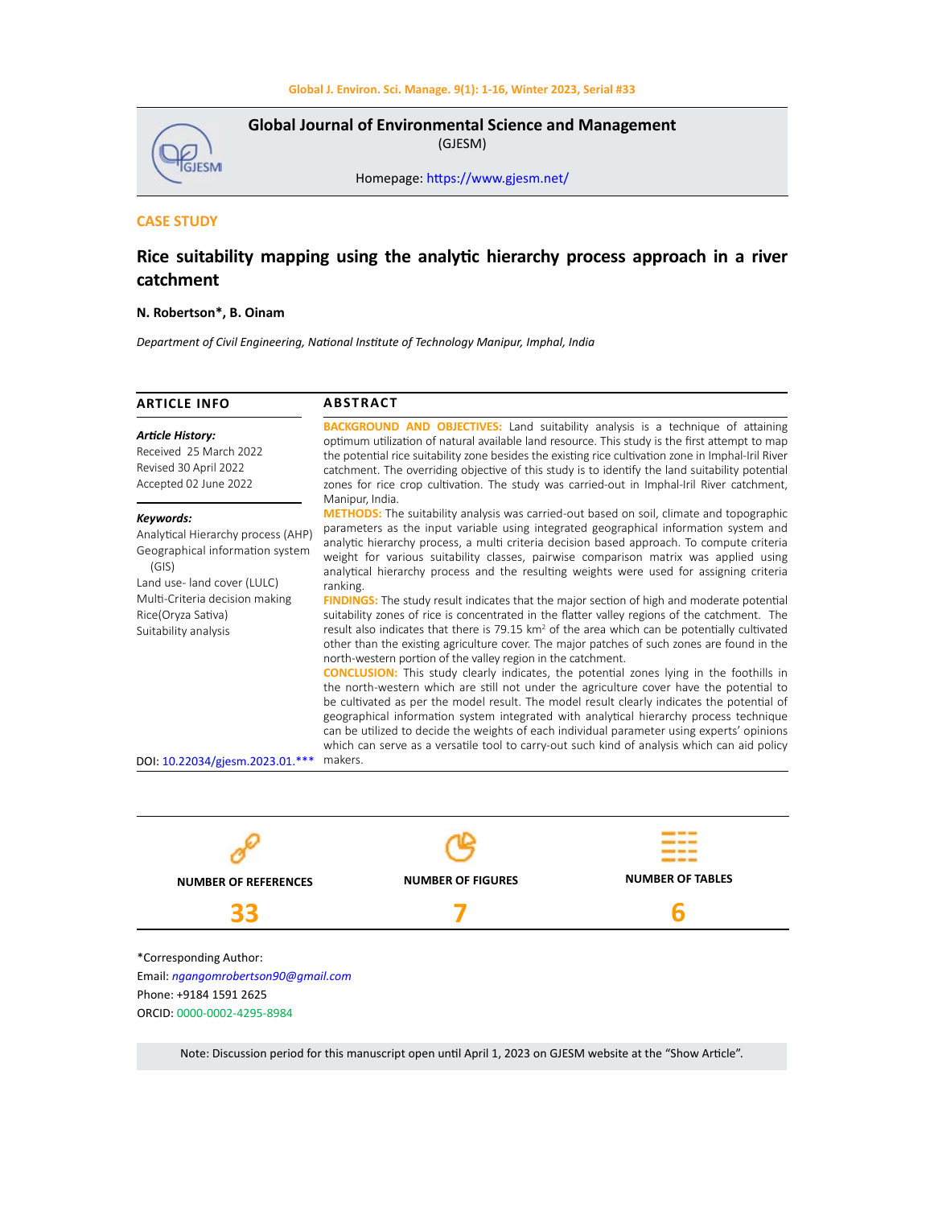# Global Journal of Environmental Science and Management

(GJESM)

Homepage: https://www.gjesm.net/

**CASE STUDY**

## Rice suitability mapping using the analytic hierarchy process approach in a river catchment

**N. Robertson*, B. Oinam**

*Department of Civil Engineering, National Institute of Technology Manipur, Imphal, India*

### ARTICLE INFO

***Article History:***

Received 25 March 2022
Revised 30 April 2022
Accepted 02 June 2022

***Keywords:***

Analytical Hierarchy process (AHP)
Geographical information system (GIS)
Land use- land cover (LULC)
Multi-Criteria decision making
Rice(Oryza Sativa)
Suitability analysis

DOI: 10.22034/gjesm.2023.01.***

### ABSTRACT

**BACKGROUND AND OBJECTIVES:** Land suitability analysis is a technique of attaining optimum utilization of natural available land resource. This study is the first attempt to map the potential rice suitability zone besides the existing rice cultivation zone in Imphal-Iril River catchment. The overriding objective of this study is to identify the land suitability potential zones for rice crop cultivation. The study was carried-out in Imphal-Iril River catchment, Manipur, India.

**METHODS:** The suitability analysis was carried-out based on soil, climate and topographic parameters as the input variable using integrated geographical information system and analytic hierarchy process, a multi criteria decision based approach. To compute criteria weight for various suitability classes, pairwise comparison matrix was applied using analytical hierarchy process and the resulting weights were used for assigning criteria ranking.

**FINDINGS:** The study result indicates that the major section of high and moderate potential suitability zones of rice is concentrated in the flatter valley regions of the catchment. The result also indicates that there is 79.15 km$^2$ of the area which can be potentially cultivated other than the existing agriculture cover. The major patches of such zones are found in the north-western portion of the valley region in the catchment.

**CONCLUSION:** This study clearly indicates, the potential zones lying in the foothills in the north-western which are still not under the agriculture cover have the potential to be cultivated as per the model result. The model result clearly indicates the potential of geographical information system integrated with analytical hierarchy process technique can be utilized to decide the weights of each individual parameter using experts' opinions which can serve as a versatile tool to carry-out such kind of analysis which can aid policy makers.

| NUMBER OF REFERENCES | NUMBER OF FIGURES | NUMBER OF TABLES |
|---|---|---|
| 33 | 7 | 6 |

*Corresponding Author:
Email: ngangomrobertson90@gmail.com
Phone: +9184 1591 2625
ORCID: 0000-0002-4295-8984

Note: Discussion period for this manuscript open until April 1, 2023 on GJESM website at the "Show Article".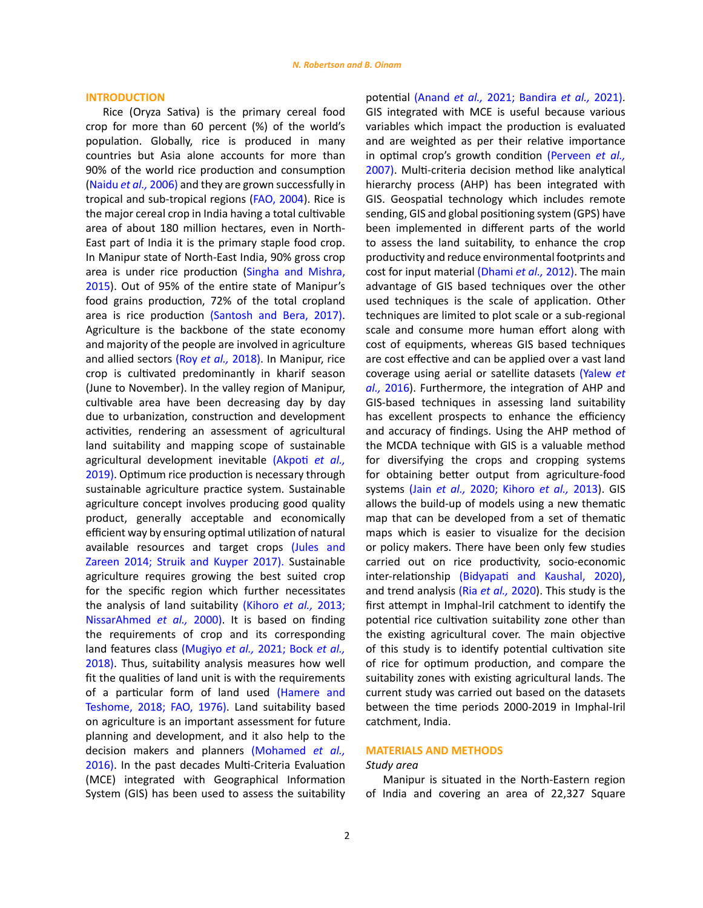## INTRODUCTION

Rice (Oryza Sativa) is the primary cereal food crop for more than 60 percent (%) of the world's population. Globally, rice is produced in many countries but Asia alone accounts for more than 90% of the world rice production and consumption (Naidu *et al.,* 2006) and they are grown successfully in tropical and sub-tropical regions (FAO, 2004). Rice is the major cereal crop in India having a total cultivable area of about 180 million hectares, even in North-East part of India it is the primary staple food crop. In Manipur state of North-East India, 90% gross crop area is under rice production (Singha and Mishra, 2015). Out of 95% of the entire state of Manipur's food grains production, 72% of the total cropland area is rice production (Santosh and Bera, 2017). Agriculture is the backbone of the state economy and majority of the people are involved in agriculture and allied sectors (Roy *et al.,* 2018). In Manipur, rice crop is cultivated predominantly in kharif season (June to November). In the valley region of Manipur, cultivable area have been decreasing day by day due to urbanization, construction and development activities, rendering an assessment of agricultural land suitability and mapping scope of sustainable agricultural development inevitable (Akpoti *et al.,* 2019). Optimum rice production is necessary through sustainable agriculture practice system. Sustainable agriculture concept involves producing good quality product, generally acceptable and economically efficient way by ensuring optimal utilization of natural available resources and target crops (Jules and Zareen 2014; Struik and Kuyper 2017). Sustainable agriculture requires growing the best suited crop for the specific region which further necessitates the analysis of land suitability (Kihoro *et al.,* 2013; NissarAhmed *et al.,* 2000). It is based on finding the requirements of crop and its corresponding land features class (Mugiyo *et al.,* 2021; Bock *et al.,* 2018). Thus, suitability analysis measures how well fit the qualities of land unit is with the requirements of a particular form of land used (Hamere and Teshome, 2018; FAO, 1976). Land suitability based on agriculture is an important assessment for future planning and development, and it also help to the decision makers and planners (Mohamed *et al.,* 2016). In the past decades Multi-Criteria Evaluation (MCE) integrated with Geographical Information System (GIS) has been used to assess the suitability potential (Anand *et al.,* 2021; Bandira *et al.,* 2021). GIS integrated with MCE is useful because various variables which impact the production is evaluated and are weighted as per their relative importance in optimal crop's growth condition (Perveen *et al.,* 2007). Multi-criteria decision method like analytical hierarchy process (AHP) has been integrated with GIS. Geospatial technology which includes remote sending, GIS and global positioning system (GPS) have been implemented in different parts of the world to assess the land suitability, to enhance the crop productivity and reduce environmental footprints and cost for input material (Dhami *et al.,* 2012). The main advantage of GIS based techniques over the other used techniques is the scale of application. Other techniques are limited to plot scale or a sub-regional scale and consume more human effort along with cost of equipments, whereas GIS based techniques are cost effective and can be applied over a vast land coverage using aerial or satellite datasets (Yalew *et al.,* 2016). Furthermore, the integration of AHP and GIS-based techniques in assessing land suitability has excellent prospects to enhance the efficiency and accuracy of findings. Using the AHP method of the MCDA technique with GIS is a valuable method for diversifying the crops and cropping systems for obtaining better output from agriculture-food systems (Jain *et al.,* 2020; Kihoro *et al.,* 2013). GIS allows the build-up of models using a new thematic map that can be developed from a set of thematic maps which is easier to visualize for the decision or policy makers. There have been only few studies carried out on rice productivity, socio-economic inter-relationship (Bidyapati and Kaushal, 2020), and trend analysis (Ria *et al.,* 2020). This study is the first attempt in Imphal-Iril catchment to identify the potential rice cultivation suitability zone other than the existing agricultural cover. The main objective of this study is to identify potential cultivation site of rice for optimum production, and compare the suitability zones with existing agricultural lands. The current study was carried out based on the datasets between the time periods 2000-2019 in Imphal-Iril catchment, India.

## MATERIALS AND METHODS

### *Study area*

Manipur is situated in the North-Eastern region of India and covering an area of 22,327 Square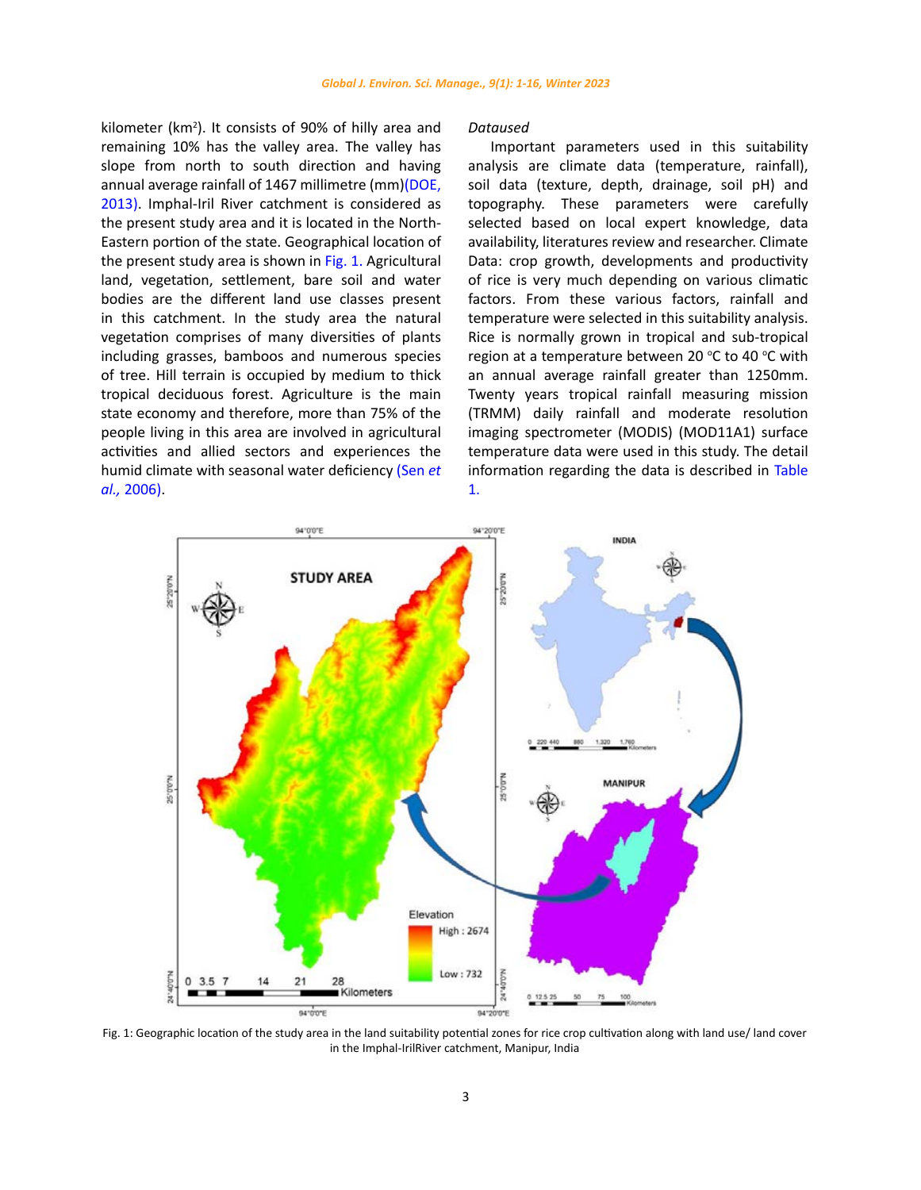kilometer (km$^2$). It consists of 90% of hilly area and remaining 10% has the valley area. The valley has slope from north to south direction and having annual average rainfall of 1467 millimetre (mm)(DOE, 2013). Imphal-Iril River catchment is considered as the present study area and it is located in the North-Eastern portion of the state. Geographical location of the present study area is shown in Fig. 1. Agricultural land, vegetation, settlement, bare soil and water bodies are the different land use classes present in this catchment. In the study area the natural vegetation comprises of many diversities of plants including grasses, bamboos and numerous species of tree. Hill terrain is occupied by medium to thick tropical deciduous forest. Agriculture is the main state economy and therefore, more than 75% of the people living in this area are involved in agricultural activities and allied sectors and experiences the humid climate with seasonal water deficiency (Sen *et al.,* 2006).

*Dataused*

Important parameters used in this suitability analysis are climate data (temperature, rainfall), soil data (texture, depth, drainage, soil pH) and topography. These parameters were carefully selected based on local expert knowledge, data availability, literatures review and researcher. Climate Data: crop growth, developments and productivity of rice is very much depending on various climatic factors. From these various factors, rainfall and temperature were selected in this suitability analysis. Rice is normally grown in tropical and sub-tropical region at a temperature between 20 °C to 40 °C with an annual average rainfall greater than 1250mm. Twenty years tropical rainfall measuring mission (TRMM) daily rainfall and moderate resolution imaging spectrometer (MODIS) (MOD11A1) surface temperature data were used in this study. The detail information regarding the data is described in Table 1.

Fig. 1: Geographic location of the study area in the land suitability potential zones for rice crop cultivation along with land use/ land cover in the Imphal-IrilRiver catchment, Manipur, India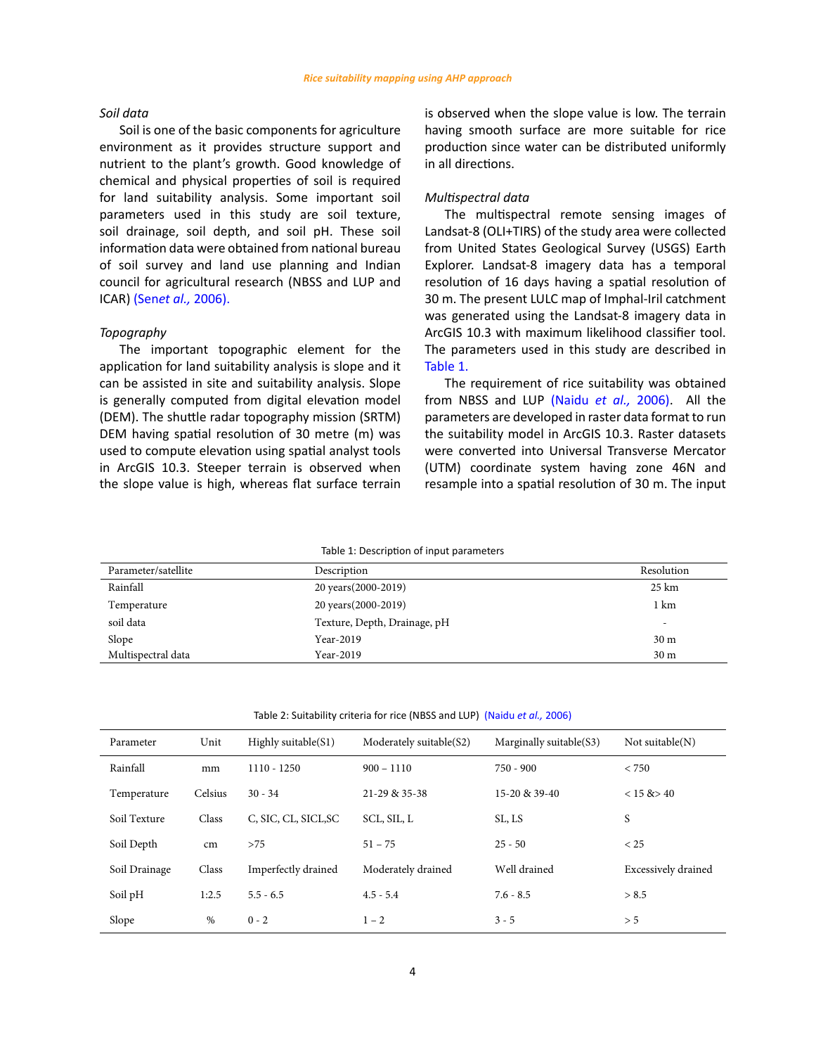### *Soil data*

Soil is one of the basic components for agriculture environment as it provides structure support and nutrient to the plant's growth. Good knowledge of chemical and physical properties of soil is required for land suitability analysis. Some important soil parameters used in this study are soil texture, soil drainage, soil depth, and soil pH. These soil information data were obtained from national bureau of soil survey and land use planning and Indian council for agricultural research (NBSS and LUP and ICAR) (Sen*et al.,* 2006).

### *Topography*

The important topographic element for the application for land suitability analysis is slope and it can be assisted in site and suitability analysis. Slope is generally computed from digital elevation model (DEM). The shuttle radar topography mission (SRTM) DEM having spatial resolution of 30 metre (m) was used to compute elevation using spatial analyst tools in ArcGIS 10.3. Steeper terrain is observed when the slope value is high, whereas flat surface terrain is observed when the slope value is low. The terrain having smooth surface are more suitable for rice production since water can be distributed uniformly in all directions.

### *Multispectral data*

The multispectral remote sensing images of Landsat-8 (OLI+TIRS) of the study area were collected from United States Geological Survey (USGS) Earth Explorer. Landsat-8 imagery data has a temporal resolution of 16 days having a spatial resolution of 30 m. The present LULC map of Imphal-Iril catchment was generated using the Landsat-8 imagery data in ArcGIS 10.3 with maximum likelihood classifier tool. The parameters used in this study are described in Table 1.

The requirement of rice suitability was obtained from NBSS and LUP (Naidu *et al.,* 2006). All the parameters are developed in raster data format to run the suitability model in ArcGIS 10.3. Raster datasets were converted into Universal Transverse Mercator (UTM) coordinate system having zone 46N and resample into a spatial resolution of 30 m. The input

Table 1: Description of input parameters

| Parameter/satellite | Description | Resolution |
|---|---|---|
| Rainfall | 20 years(2000-2019) | 25 km |
| Temperature | 20 years(2000-2019) | 1 km |
| soil data | Texture, Depth, Drainage, pH | - |
| Slope | Year-2019 | 30 m |
| Multispectral data | Year-2019 | 30 m |

Table 2: Suitability criteria for rice (NBSS and LUP) (Naidu *et al.,* 2006)

| Parameter | Unit | Highly suitable(S1) | Moderately suitable(S2) | Marginally suitable(S3) | Not suitable(N) |
|---|---|---|---|---|---|
| Rainfall | mm | 1110 - 1250 | 900 – 1110 | 750 - 900 | < 750 |
| Temperature | Celsius | 30 - 34 | 21-29 & 35-38 | 15-20 & 39-40 | < 15 &> 40 |
| Soil Texture | Class | C, SIC, CL, SICL,SC | SCL, SIL, L | SL, LS | S |
| Soil Depth | cm | >75 | 51 – 75 | 25 - 50 | < 25 |
| Soil Drainage | Class | Imperfectly drained | Moderately drained | Well drained | Excessively drained |
| Soil pH | 1:2.5 | 5.5 - 6.5 | 4.5 - 5.4 | 7.6 - 8.5 | > 8.5 |
| Slope | % | 0 - 2 | 1 – 2 | 3 - 5 | > 5 |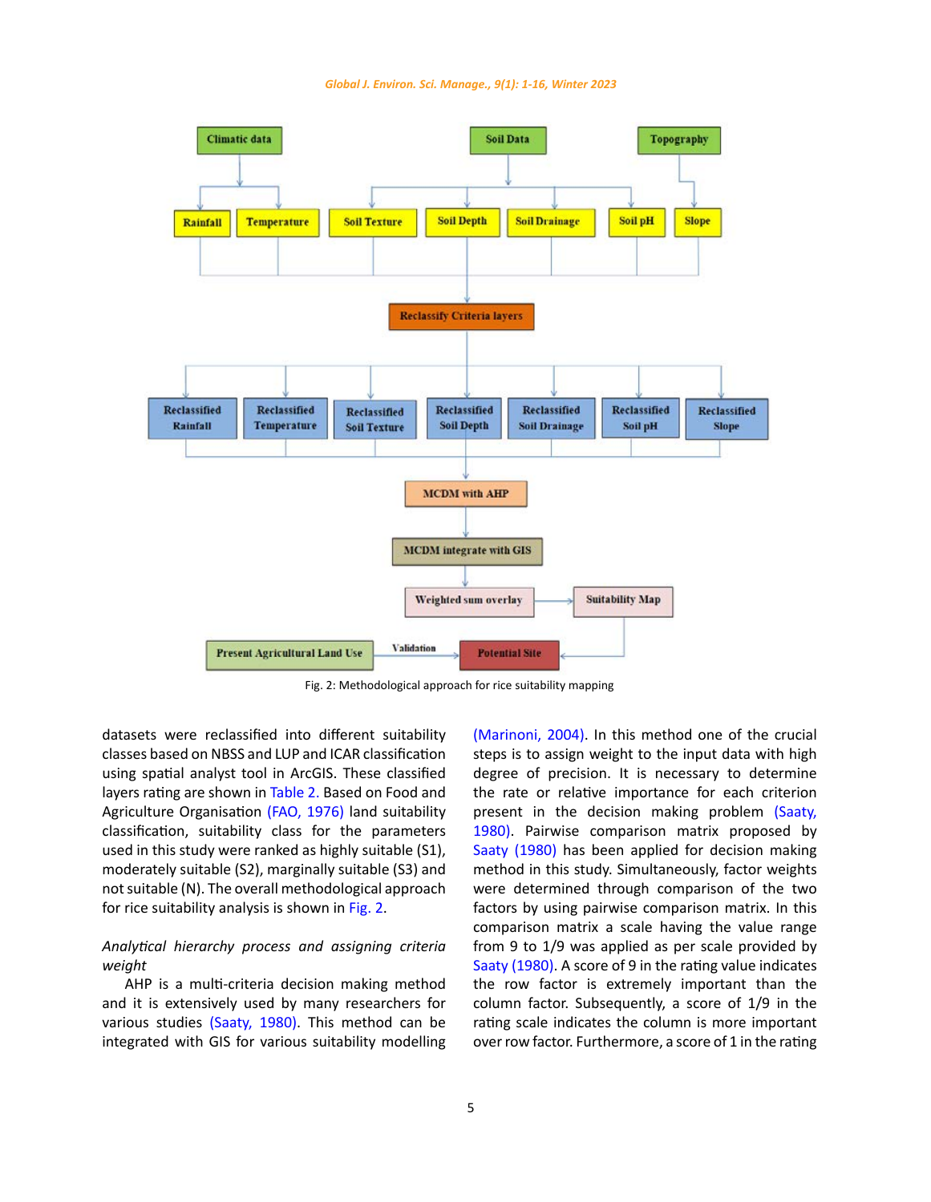Fig. 2: Methodological approach for rice suitability mapping

datasets were reclassified into different suitability classes based on NBSS and LUP and ICAR classification using spatial analyst tool in ArcGIS. These classified layers rating are shown in Table 2. Based on Food and Agriculture Organisation (FAO, 1976) land suitability classification, suitability class for the parameters used in this study were ranked as highly suitable (S1), moderately suitable (S2), marginally suitable (S3) and not suitable (N). The overall methodological approach for rice suitability analysis is shown in Fig. 2.

*Analytical hierarchy process and assigning criteria weight*

AHP is a multi-criteria decision making method and it is extensively used by many researchers for various studies (Saaty, 1980). This method can be integrated with GIS for various suitability modelling (Marinoni, 2004). In this method one of the crucial steps is to assign weight to the input data with high degree of precision. It is necessary to determine the rate or relative importance for each criterion present in the decision making problem (Saaty, 1980). Pairwise comparison matrix proposed by Saaty (1980) has been applied for decision making method in this study. Simultaneously, factor weights were determined through comparison of the two factors by using pairwise comparison matrix. In this comparison matrix a scale having the value range from 9 to 1/9 was applied as per scale provided by Saaty (1980). A score of 9 in the rating value indicates the row factor is extremely important than the column factor. Subsequently, a score of 1/9 in the rating scale indicates the column is more important over row factor. Furthermore, a score of 1 in the rating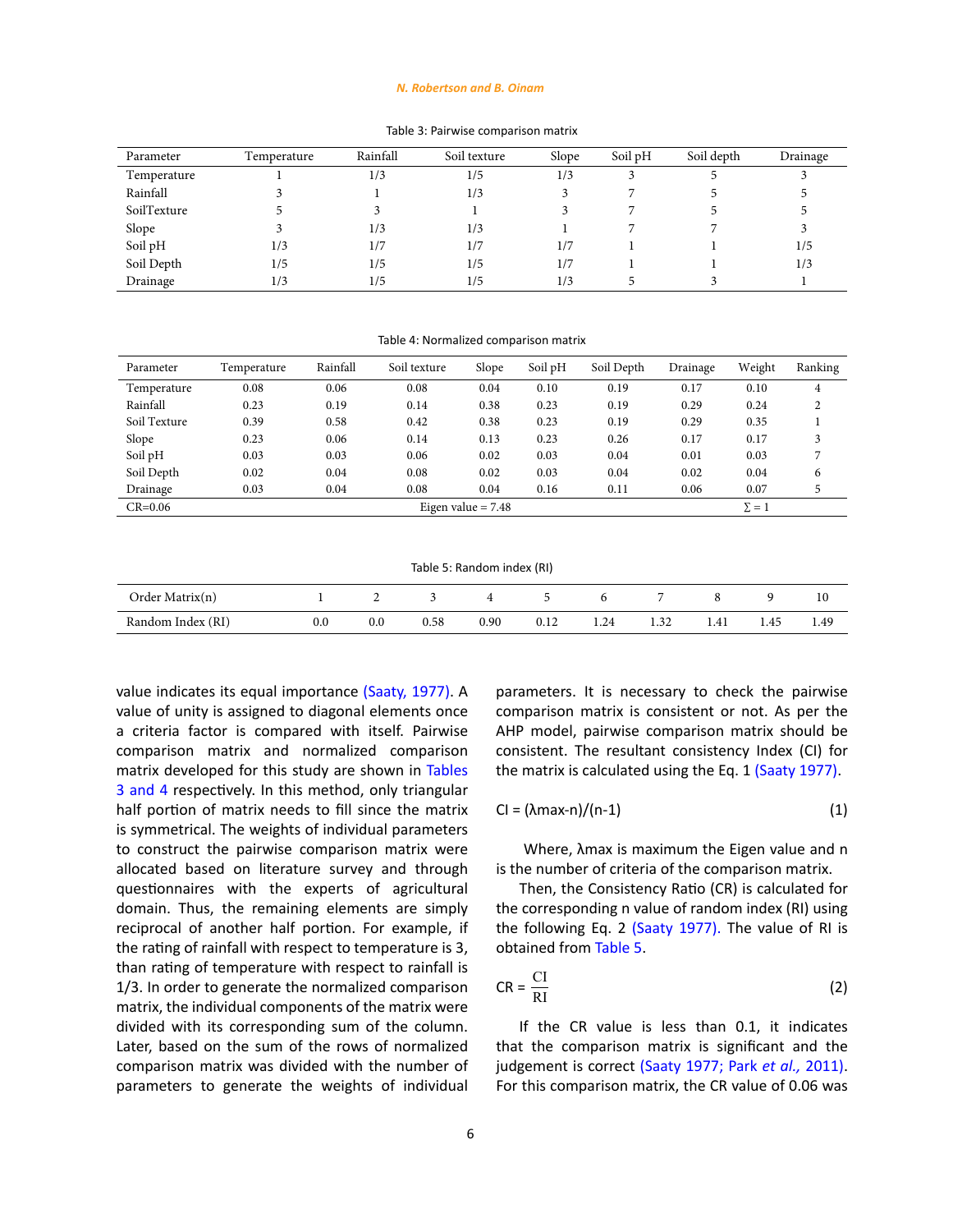Table 3: Pairwise comparison matrix

| Parameter | Temperature | Rainfall | Soil texture | Slope | Soil pH | Soil depth | Drainage |
|---|---|---|---|---|---|---|---|
| Temperature | 1 | 1/3 | 1/5 | 1/3 | 3 | 5 | 3 |
| Rainfall | 3 | 1 | 1/3 | 3 | 7 | 5 | 5 |
| SoilTexture | 5 | 3 | 1 | 3 | 7 | 5 | 5 |
| Slope | 3 | 1/3 | 1/3 | 1 | 7 | 7 | 3 |
| Soil pH | 1/3 | 1/7 | 1/7 | 1/7 | 1 | 1 | 1/5 |
| Soil Depth | 1/5 | 1/5 | 1/5 | 1/7 | 1 | 1 | 1/3 |
| Drainage | 1/3 | 1/5 | 1/5 | 1/3 | 5 | 3 | 1 |

Table 4: Normalized comparison matrix

| Parameter | Temperature | Rainfall | Soil texture | Slope | Soil pH | Soil Depth | Drainage | Weight | Ranking |
|---|---|---|---|---|---|---|---|---|---|
| Temperature | 0.08 | 0.06 | 0.08 | 0.04 | 0.10 | 0.19 | 0.17 | 0.10 | 4 |
| Rainfall | 0.23 | 0.19 | 0.14 | 0.38 | 0.23 | 0.19 | 0.29 | 0.24 | 2 |
| Soil Texture | 0.39 | 0.58 | 0.42 | 0.38 | 0.23 | 0.19 | 0.29 | 0.35 | 1 |
| Slope | 0.23 | 0.06 | 0.14 | 0.13 | 0.23 | 0.26 | 0.17 | 0.17 | 3 |
| Soil pH | 0.03 | 0.03 | 0.06 | 0.02 | 0.03 | 0.04 | 0.01 | 0.03 | 7 |
| Soil Depth | 0.02 | 0.04 | 0.08 | 0.02 | 0.03 | 0.04 | 0.02 | 0.04 | 6 |
| Drainage | 0.03 | 0.04 | 0.08 | 0.04 | 0.16 | 0.11 | 0.06 | 0.07 | 5 |
| CR=0.06 | | | Eigen value = 7.48 | | | | | Σ = 1 | |

Table 5: Random index (RI)

| Order Matrix(n) | 1 | 2 | 3 | 4 | 5 | 6 | 7 | 8 | 9 | 10 |
|---|---|---|---|---|---|---|---|---|---|---|
| Random Index (RI) | 0.0 | 0.0 | 0.58 | 0.90 | 0.12 | 1.24 | 1.32 | 1.41 | 1.45 | 1.49 |

value indicates its equal importance (Saaty, 1977). A value of unity is assigned to diagonal elements once a criteria factor is compared with itself. Pairwise comparison matrix and normalized comparison matrix developed for this study are shown in Tables 3 and 4 respectively. In this method, only triangular half portion of matrix needs to fill since the matrix is symmetrical. The weights of individual parameters to construct the pairwise comparison matrix were allocated based on literature survey and through questionnaires with the experts of agricultural domain. Thus, the remaining elements are simply reciprocal of another half portion. For example, if the rating of rainfall with respect to temperature is 3, than rating of temperature with respect to rainfall is 1/3. In order to generate the normalized comparison matrix, the individual components of the matrix were divided with its corresponding sum of the column. Later, based on the sum of the rows of normalized comparison matrix was divided with the number of parameters to generate the weights of individual parameters. It is necessary to check the pairwise comparison matrix is consistent or not. As per the AHP model, pairwise comparison matrix should be consistent. The resultant consistency Index (CI) for the matrix is calculated using the Eq. 1 (Saaty 1977).

$$CI = (\lambda max-n)/(n-1) \quad (1)$$

Where, λmax is maximum the Eigen value and n is the number of criteria of the comparison matrix.

Then, the Consistency Ratio (CR) is calculated for the corresponding n value of random index (RI) using the following Eq. 2 (Saaty 1977). The value of RI is obtained from Table 5.

$$CR = \frac{CI}{RI} \quad (2)$$

If the CR value is less than 0.1, it indicates that the comparison matrix is significant and the judgement is correct (Saaty 1977; Park *et al.,* 2011). For this comparison matrix, the CR value of 0.06 was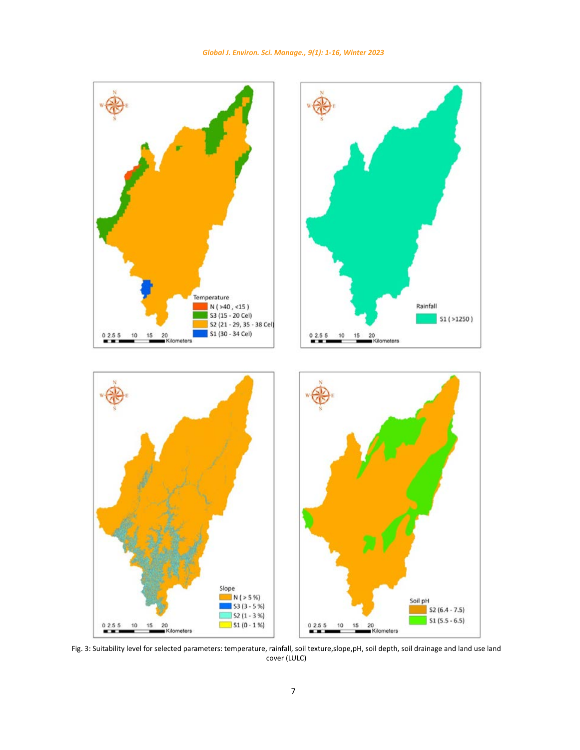Fig. 3: Suitability level for selected parameters: temperature, rainfall, soil texture,slope,pH, soil depth, soil drainage and land use land cover (LULC)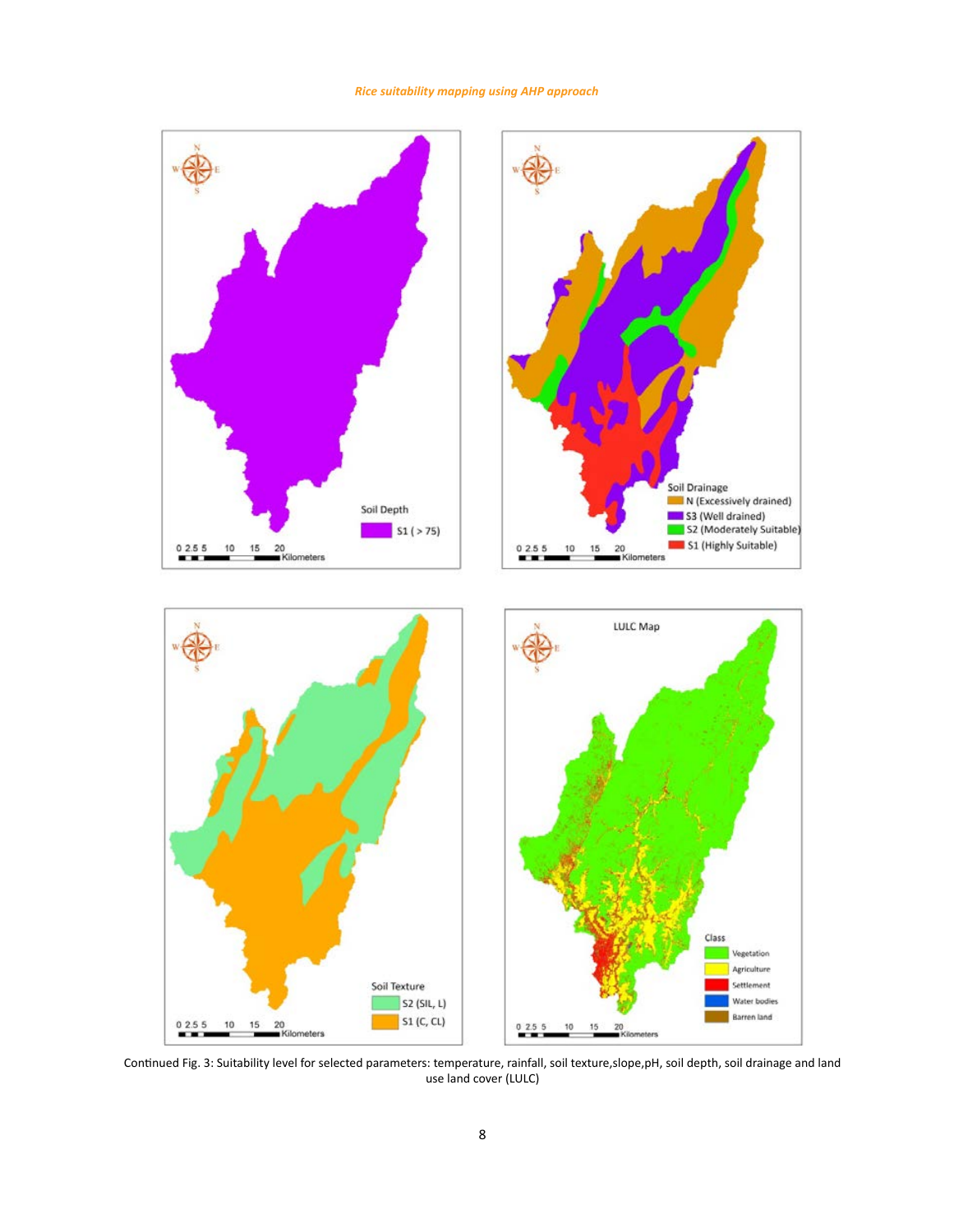Continued Fig. 3: Suitability level for selected parameters: temperature, rainfall, soil texture,slope,pH, soil depth, soil drainage and land use land cover (LULC)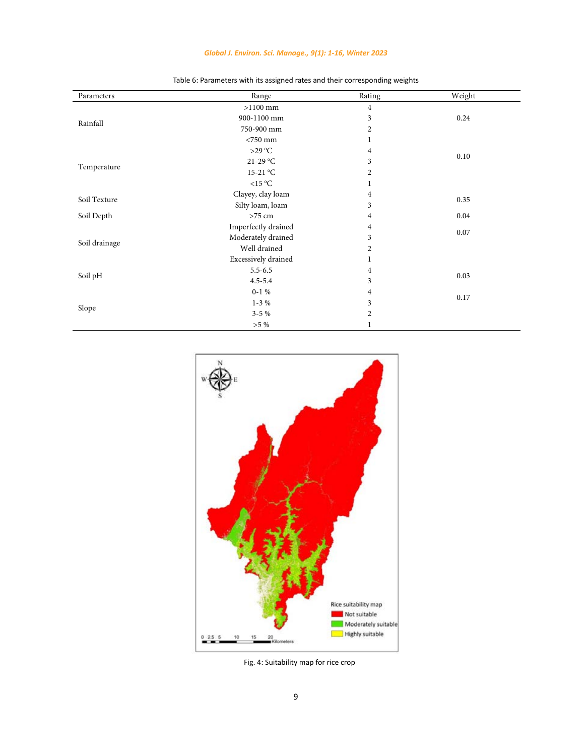Table 6: Parameters with its assigned rates and their corresponding weights

| Parameters | Range | Rating | Weight |
|---|---|---|---|
| Rainfall | >1100 mm | 4 | 0.24 |
| | 900-1100 mm | 3 | |
| | 750-900 mm | 2 | |
| | <750 mm | 1 | |
| Temperature | >29 ºC | 4 | 0.10 |
| | 21-29 ºC | 3 | |
| | 15-21 ºC | 2 | |
| | <15 ºC | 1 | |
| Soil Texture | Clayey, clay loam | 4 | 0.35 |
| | Silty loam, loam | 3 | |
| Soil Depth | >75 cm | 4 | 0.04 |
| Soil drainage | Imperfectly drained | 4 | 0.07 |
| | Moderately drained | 3 | |
| | Well drained | 2 | |
| | Excessively drained | 1 | |
| Soil pH | 5.5-6.5 | 4 | 0.03 |
| | 4.5-5.4 | 3 | |
| Slope | 0-1 % | 4 | 0.17 |
| | 1-3 % | 3 | |
| | 3-5 % | 2 | |
| | >5 % | 1 | |

Fig. 4: Suitability map for rice crop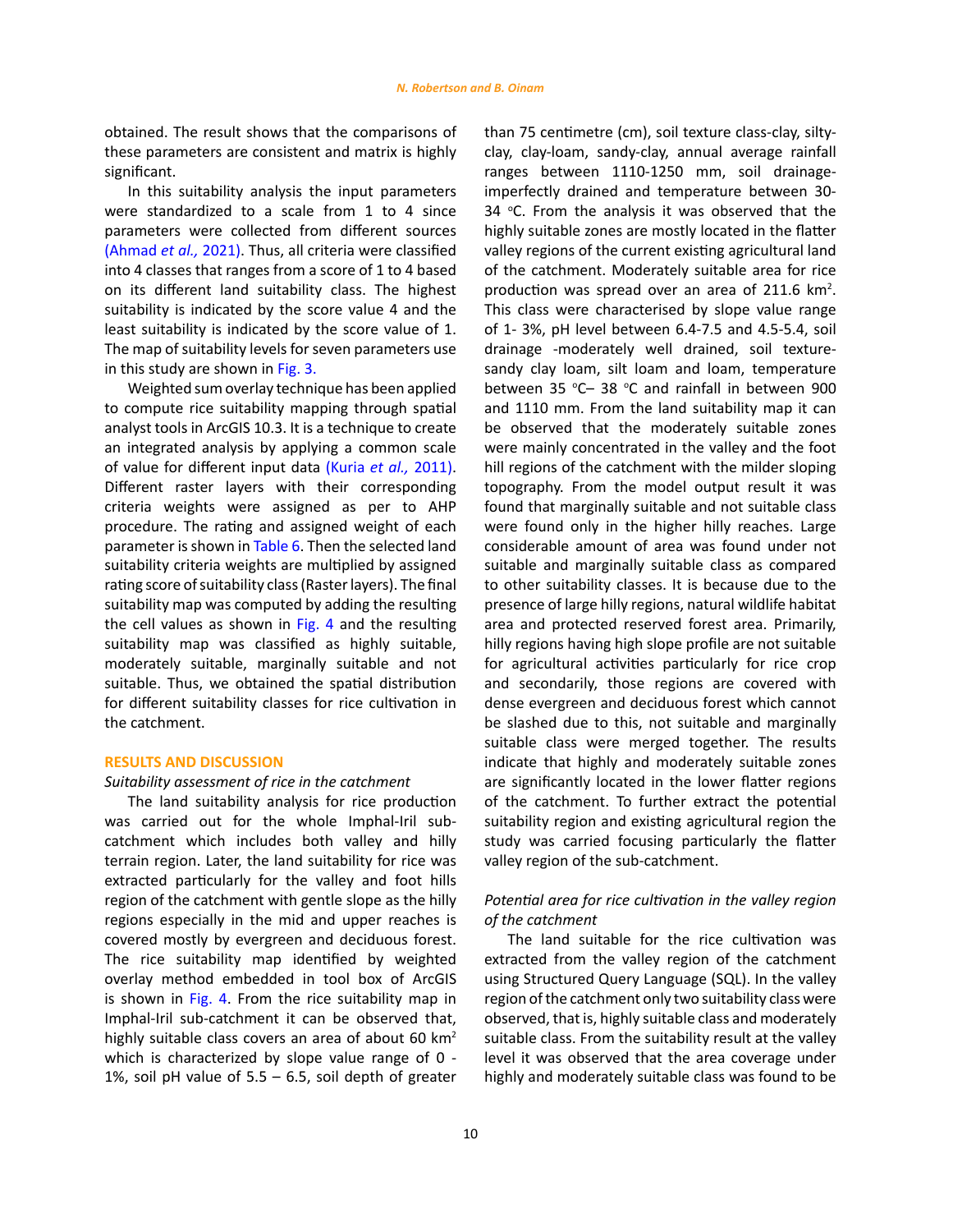obtained. The result shows that the comparisons of these parameters are consistent and matrix is highly significant.

In this suitability analysis the input parameters were standardized to a scale from 1 to 4 since parameters were collected from different sources (Ahmad *et al.,* 2021). Thus, all criteria were classified into 4 classes that ranges from a score of 1 to 4 based on its different land suitability class. The highest suitability is indicated by the score value 4 and the least suitability is indicated by the score value of 1. The map of suitability levels for seven parameters use in this study are shown in Fig. 3.

Weighted sum overlay technique has been applied to compute rice suitability mapping through spatial analyst tools in ArcGIS 10.3. It is a technique to create an integrated analysis by applying a common scale of value for different input data (Kuria *et al.,* 2011). Different raster layers with their corresponding criteria weights were assigned as per to AHP procedure. The rating and assigned weight of each parameter is shown in Table 6. Then the selected land suitability criteria weights are multiplied by assigned rating score of suitability class (Raster layers). The final suitability map was computed by adding the resulting the cell values as shown in Fig. 4 and the resulting suitability map was classified as highly suitable, moderately suitable, marginally suitable and not suitable. Thus, we obtained the spatial distribution for different suitability classes for rice cultivation in the catchment.

## RESULTS AND DISCUSSION

### *Suitability assessment of rice in the catchment*

The land suitability analysis for rice production was carried out for the whole Imphal-Iril sub-catchment which includes both valley and hilly terrain region. Later, the land suitability for rice was extracted particularly for the valley and foot hills region of the catchment with gentle slope as the hilly regions especially in the mid and upper reaches is covered mostly by evergreen and deciduous forest. The rice suitability map identified by weighted overlay method embedded in tool box of ArcGIS is shown in Fig. 4. From the rice suitability map in Imphal-Iril sub-catchment it can be observed that, highly suitable class covers an area of about 60 km$^2$ which is characterized by slope value range of 0 - 1%, soil pH value of 5.5 – 6.5, soil depth of greater than 75 centimetre (cm), soil texture class-clay, silty-clay, clay-loam, sandy-clay, annual average rainfall ranges between 1110-1250 mm, soil drainage-imperfectly drained and temperature between 30-34 $^{o}$C. From the analysis it was observed that the highly suitable zones are mostly located in the flatter valley regions of the current existing agricultural land of the catchment. Moderately suitable area for rice production was spread over an area of 211.6 km$^2$. This class were characterised by slope value range of 1- 3%, pH level between 6.4-7.5 and 4.5-5.4, soil drainage -moderately well drained, soil texture-sandy clay loam, silt loam and loam, temperature between 35 $^{o}$C– 38 $^{o}$C and rainfall in between 900 and 1110 mm. From the land suitability map it can be observed that the moderately suitable zones were mainly concentrated in the valley and the foot hill regions of the catchment with the milder sloping topography. From the model output result it was found that marginally suitable and not suitable class were found only in the higher hilly reaches. Large considerable amount of area was found under not suitable and marginally suitable class as compared to other suitability classes. It is because due to the presence of large hilly regions, natural wildlife habitat area and protected reserved forest area. Primarily, hilly regions having high slope profile are not suitable for agricultural activities particularly for rice crop and secondarily, those regions are covered with dense evergreen and deciduous forest which cannot be slashed due to this, not suitable and marginally suitable class were merged together. The results indicate that highly and moderately suitable zones are significantly located in the lower flatter regions of the catchment. To further extract the potential suitability region and existing agricultural region the study was carried focusing particularly the flatter valley region of the sub-catchment.

### *Potential area for rice cultivation in the valley region of the catchment*

The land suitable for the rice cultivation was extracted from the valley region of the catchment using Structured Query Language (SQL). In the valley region of the catchment only two suitability class were observed, that is, highly suitable class and moderately suitable class. From the suitability result at the valley level it was observed that the area coverage under highly and moderately suitable class was found to be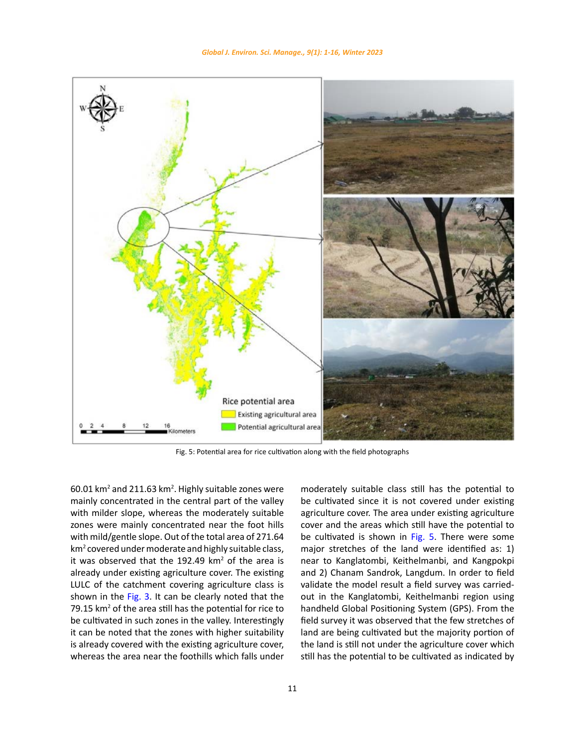Fig. 5: Potential area for rice cultivation along with the field photographs

60.01 $km^2$ and 211.63 $km^2$. Highly suitable zones were mainly concentrated in the central part of the valley with milder slope, whereas the moderately suitable zones were mainly concentrated near the foot hills with mild/gentle slope. Out of the total area of 271.64 $km^2$ covered under moderate and highly suitable class, it was observed that the 192.49 $km^2$ of the area is already under existing agriculture cover. The existing LULC of the catchment covering agriculture class is shown in the Fig. 3. It can be clearly noted that the 79.15 $km^2$ of the area still has the potential for rice to be cultivated in such zones in the valley. Interestingly it can be noted that the zones with higher suitability is already covered with the existing agriculture cover, whereas the area near the foothills which falls under moderately suitable class still has the potential to be cultivated since it is not covered under existing agriculture cover. The area under existing agriculture cover and the areas which still have the potential to be cultivated is shown in Fig. 5. There were some major stretches of the land were identified as: 1) near to Kanglatombi, Keithelmanbi, and Kangpokpi and 2) Chanam Sandrok, Langdum. In order to field validate the model result a field survey was carried-out in the Kanglatombi, Keithelmanbi region using handheld Global Positioning System (GPS). From the field survey it was observed that the few stretches of land are being cultivated but the majority portion of the land is still not under the agriculture cover which still has the potential to be cultivated as indicated by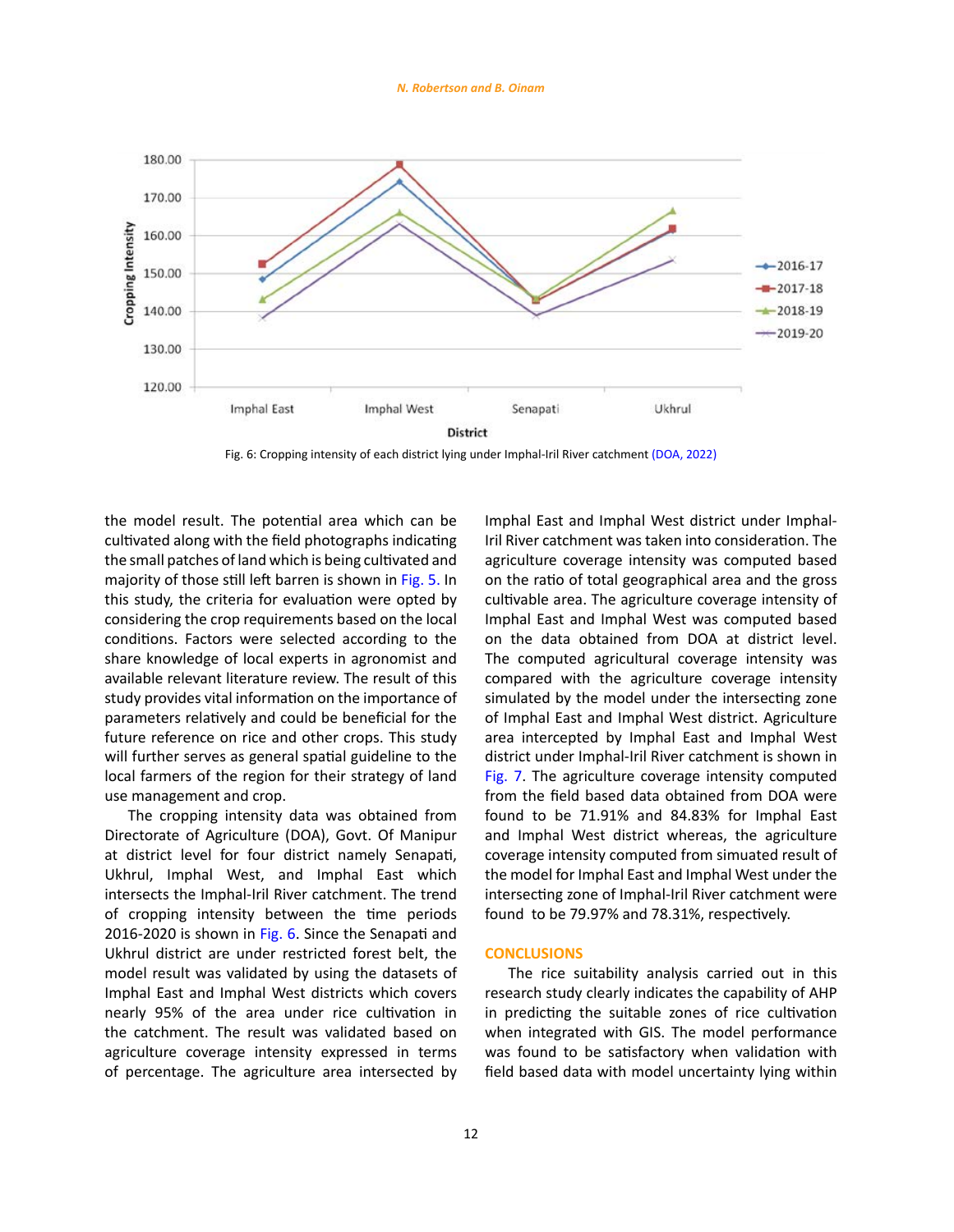Fig. 6: Cropping intensity of each district lying under Imphal-Iril River catchment (DOA, 2022)

the model result. The potential area which can be cultivated along with the field photographs indicating the small patches of land which is being cultivated and majority of those still left barren is shown in Fig. 5. In this study, the criteria for evaluation were opted by considering the crop requirements based on the local conditions. Factors were selected according to the share knowledge of local experts in agronomist and available relevant literature review. The result of this study provides vital information on the importance of parameters relatively and could be beneficial for the future reference on rice and other crops. This study will further serves as general spatial guideline to the local farmers of the region for their strategy of land use management and crop.

The cropping intensity data was obtained from Directorate of Agriculture (DOA), Govt. Of Manipur at district level for four district namely Senapati, Ukhrul, Imphal West, and Imphal East which intersects the Imphal-Iril River catchment. The trend of cropping intensity between the time periods 2016-2020 is shown in Fig. 6. Since the Senapati and Ukhrul district are under restricted forest belt, the model result was validated by using the datasets of Imphal East and Imphal West districts which covers nearly 95% of the area under rice cultivation in the catchment. The result was validated based on agriculture coverage intensity expressed in terms of percentage. The agriculture area intersected by Imphal East and Imphal West district under Imphal-Iril River catchment was taken into consideration. The agriculture coverage intensity was computed based on the ratio of total geographical area and the gross cultivable area. The agriculture coverage intensity of Imphal East and Imphal West was computed based on the data obtained from DOA at district level. The computed agricultural coverage intensity was compared with the agriculture coverage intensity simulated by the model under the intersecting zone of Imphal East and Imphal West district. Agriculture area intercepted by Imphal East and Imphal West district under Imphal-Iril River catchment is shown in Fig. 7. The agriculture coverage intensity computed from the field based data obtained from DOA were found to be 71.91% and 84.83% for Imphal East and Imphal West district whereas, the agriculture coverage intensity computed from simuated result of the model for Imphal East and Imphal West under the intersecting zone of Imphal-Iril River catchment were found to be 79.97% and 78.31%, respectively.

## CONCLUSIONS

The rice suitability analysis carried out in this research study clearly indicates the capability of AHP in predicting the suitable zones of rice cultivation when integrated with GIS. The model performance was found to be satisfactory when validation with field based data with model uncertainty lying within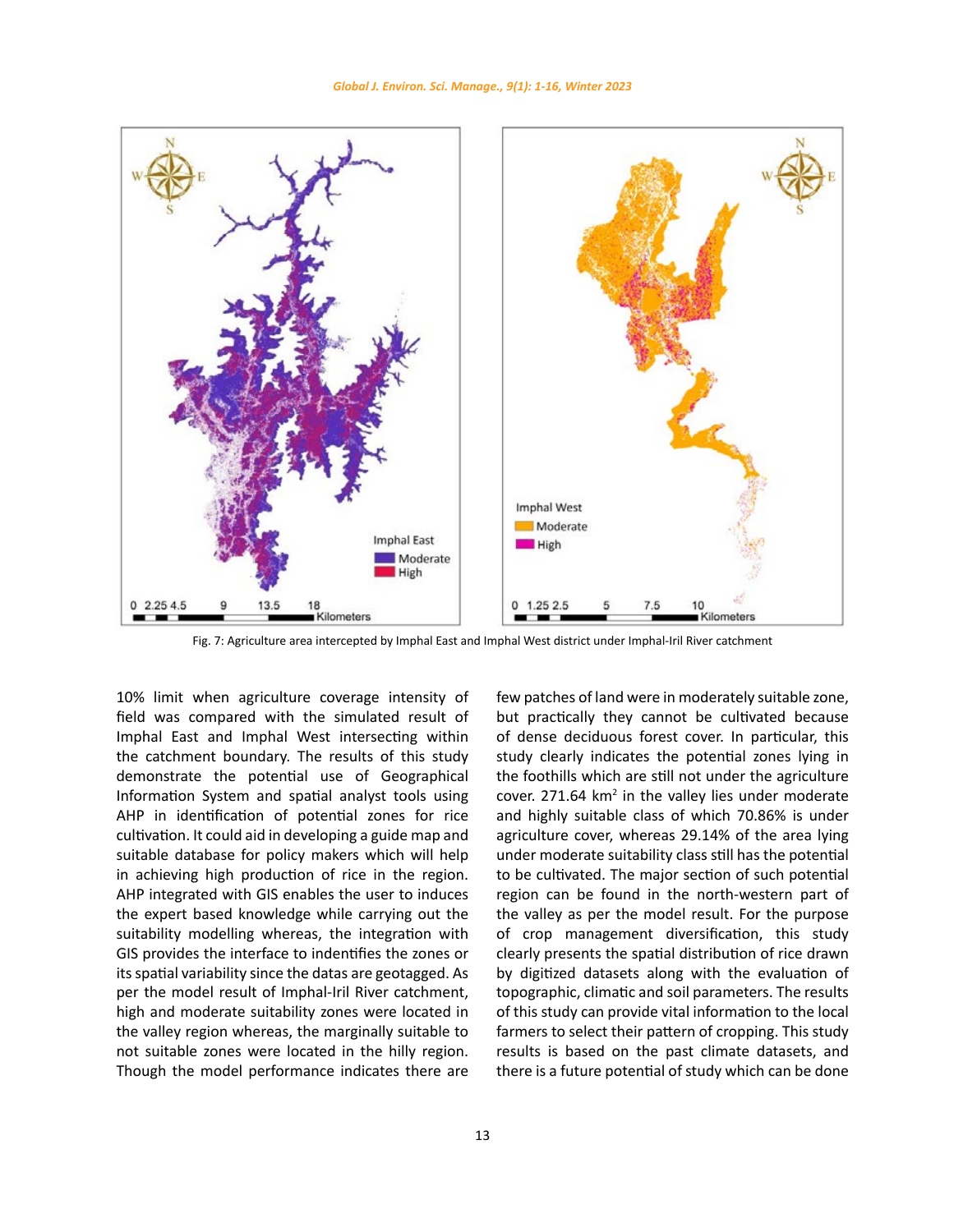Fig. 7: Agriculture area intercepted by Imphal East and Imphal West district under Imphal-Iril River catchment

10% limit when agriculture coverage intensity of field was compared with the simulated result of Imphal East and Imphal West intersecting within the catchment boundary. The results of this study demonstrate the potential use of Geographical Information System and spatial analyst tools using AHP in identification of potential zones for rice cultivation. It could aid in developing a guide map and suitable database for policy makers which will help in achieving high production of rice in the region. AHP integrated with GIS enables the user to induces the expert based knowledge while carrying out the suitability modelling whereas, the integration with GIS provides the interface to indentifies the zones or its spatial variability since the datas are geotagged. As per the model result of Imphal-Iril River catchment, high and moderate suitability zones were located in the valley region whereas, the marginally suitable to not suitable zones were located in the hilly region. Though the model performance indicates there are few patches of land were in moderately suitable zone, but practically they cannot be cultivated because of dense deciduous forest cover. In particular, this study clearly indicates the potential zones lying in the foothills which are still not under the agriculture cover. 271.64 km$^2$ in the valley lies under moderate and highly suitable class of which 70.86% is under agriculture cover, whereas 29.14% of the area lying under moderate suitability class still has the potential to be cultivated. The major section of such potential region can be found in the north-western part of the valley as per the model result. For the purpose of crop management diversification, this study clearly presents the spatial distribution of rice drawn by digitized datasets along with the evaluation of topographic, climatic and soil parameters. The results of this study can provide vital information to the local farmers to select their pattern of cropping. This study results is based on the past climate datasets, and there is a future potential of study which can be done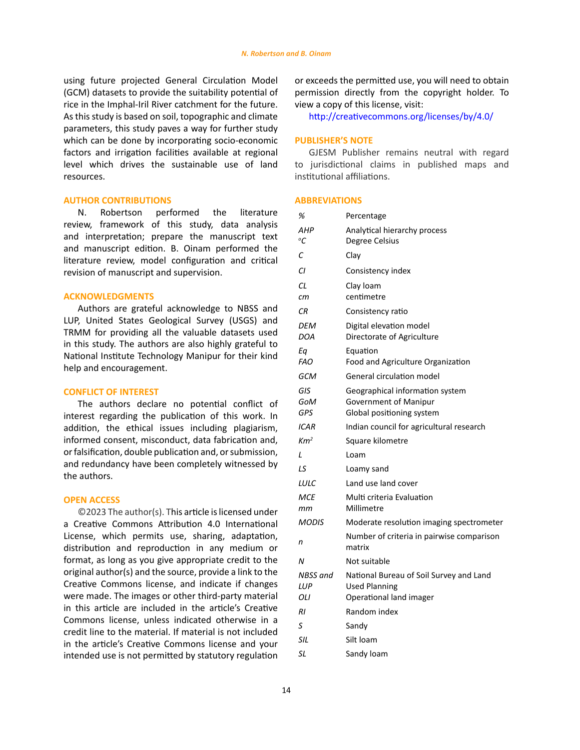using future projected General Circulation Model (GCM) datasets to provide the suitability potential of rice in the Imphal-Iril River catchment for the future. As this study is based on soil, topographic and climate parameters, this study paves a way for further study which can be done by incorporating socio-economic factors and irrigation facilities available at regional level which drives the sustainable use of land resources.

## AUTHOR CONTRIBUTIONS

N. Robertson performed the literature review, framework of this study, data analysis and interpretation; prepare the manuscript text and manuscript edition. B. Oinam performed the literature review, model configuration and critical revision of manuscript and supervision.

## ACKNOWLEDGMENTS

Authors are grateful acknowledge to NBSS and LUP, United States Geological Survey (USGS) and TRMM for providing all the valuable datasets used in this study. The authors are also highly grateful to National Institute Technology Manipur for their kind help and encouragement.

## CONFLICT OF INTEREST

The authors declare no potential conflict of interest regarding the publication of this work. In addition, the ethical issues including plagiarism, informed consent, misconduct, data fabrication and, or falsification, double publication and, or submission, and redundancy have been completely witnessed by the authors.

## OPEN ACCESS

©2023 The author(s). This article is licensed under a Creative Commons Attribution 4.0 International License, which permits use, sharing, adaptation, distribution and reproduction in any medium or format, as long as you give appropriate credit to the original author(s) and the source, provide a link to the Creative Commons license, and indicate if changes were made. The images or other third-party material in this article are included in the article's Creative Commons license, unless indicated otherwise in a credit line to the material. If material is not included in the article's Creative Commons license and your intended use is not permitted by statutory regulation or exceeds the permitted use, you will need to obtain permission directly from the copyright holder. To view a copy of this license, visit:

http://creativecommons.org/licenses/by/4.0/

## PUBLISHER'S NOTE

GJESM Publisher remains neutral with regard to jurisdictional claims in published maps and institutional affiliations.

## ABBREVIATIONS

| | |
|---|---|
| *%* | Percentage |
| *AHP* | Analytical hierarchy process |
| *°C* | Degree Celsius |
| *C* | Clay |
| *CI* | Consistency index |
| *CL* | Clay loam |
| *cm* | centimetre |
| *CR* | Consistency ratio |
| *DEM* | Digital elevation model |
| *DOA* | Directorate of Agriculture |
| *Eq* | Equation |
| *FAO* | Food and Agriculture Organization |
| *GCM* | General circulation model |
| *GIS* | Geographical information system |
| *GoM* | Government of Manipur |
| *GPS* | Global positioning system |
| *ICAR* | Indian council for agricultural research |
| *$Km^2$* | Square kilometre |
| *L* | Loam |
| *LS* | Loamy sand |
| *LULC* | Land use land cover |
| *MCE* | Multi criteria Evaluation |
| *mm* | Millimetre |
| *MODIS* | Moderate resolution imaging spectrometer |
| *n* | Number of criteria in pairwise comparison matrix |
| *N* | Not suitable |
| *NBSS and LUP* | National Bureau of Soil Survey and Land Used Planning |
| *OLI* | Operational land imager |
| *RI* | Random index |
| *S* | Sandy |
| *SIL* | Silt loam |
| *SL* | Sandy loam |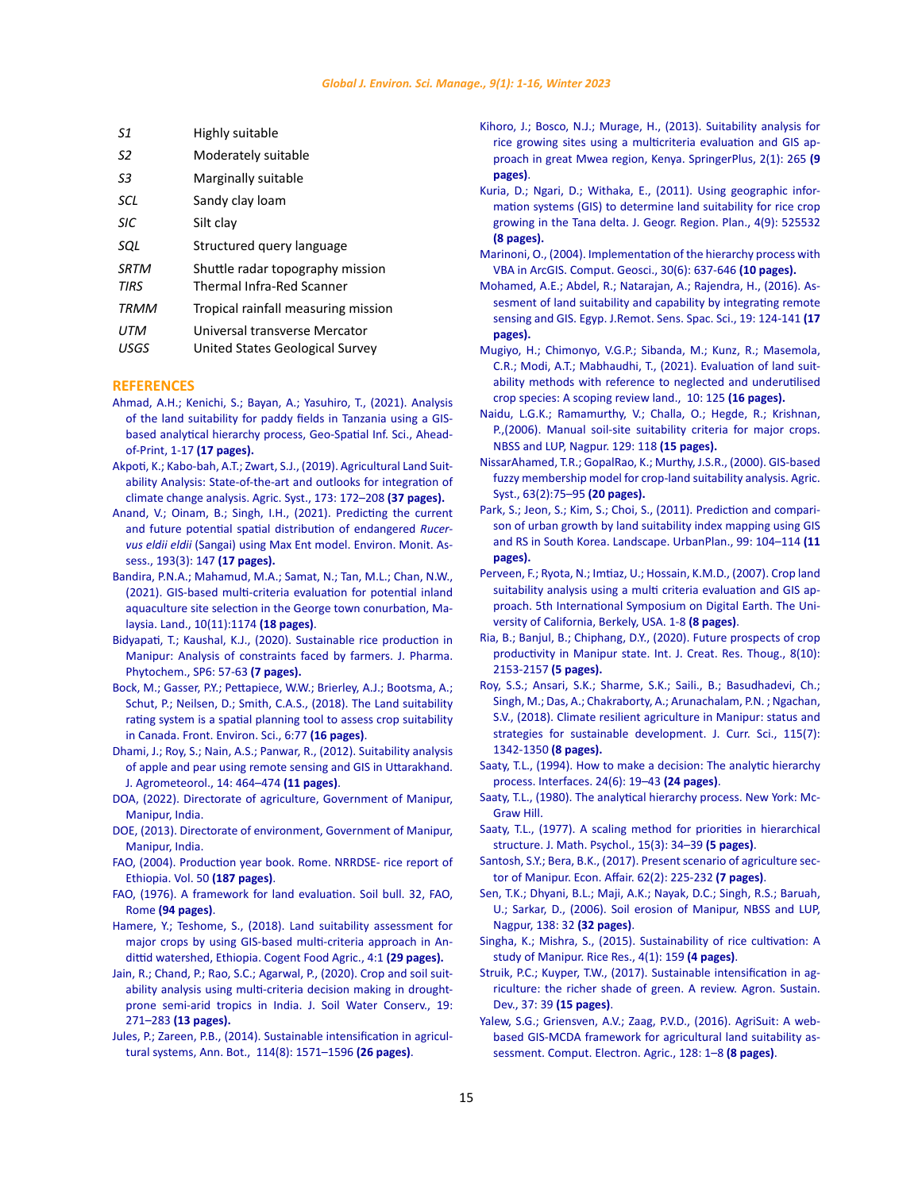| | |
|---|---|
| *S1* | Highly suitable |
| *S2* | Moderately suitable |
| *S3* | Marginally suitable |
| *SCL* | Sandy clay loam |
| *SIC* | Silt clay |
| *SQL* | Structured query language |
| *SRTM* | Shuttle radar topography mission |
| *TIRS* | Thermal Infra-Red Scanner |
| *TRMM* | Tropical rainfall measuring mission |
| *UTM* | Universal transverse Mercator |
| *USGS* | United States Geological Survey |

## REFERENCES

Ahmad, A.H.; Kenichi, S.; Bayan, A.; Yasuhiro, T., (2021). Analysis of the land suitability for paddy fields in Tanzania using a GIS-based analytical hierarchy process, Geo-Spatial Inf. Sci., Ahead-of-Print, 1-17 **(17 pages).**

Akpoti, K.; Kabo-bah, A.T.; Zwart, S.J., (2019). Agricultural Land Suitability Analysis: State-of-the-art and outlooks for integration of climate change analysis. Agric. Syst., 173: 172–208 **(37 pages).**

Anand, V.; Oinam, B.; Singh, I.H., (2021). Predicting the current and future potential spatial distribution of endangered *Rucervus eldii eldii* (Sangai) using Max Ent model. Environ. Monit. Assess., 193(3): 147 **(17 pages).**

Bandira, P.N.A.; Mahamud, M.A.; Samat, N.; Tan, M.L.; Chan, N.W., (2021). GIS-based multi-criteria evaluation for potential inland aquaculture site selection in the George town conurbation, Malaysia. Land., 10(11):1174 **(18 pages)**.

Bidyapati, T.; Kaushal, K.J., (2020). Sustainable rice production in Manipur: Analysis of constraints faced by farmers. J. Pharma. Phytochem., SP6: 57-63 **(7 pages).**

Bock, M.; Gasser, P.Y.; Pettapiece, W.W.; Brierley, A.J.; Bootsma, A.; Schut, P.; Neilsen, D.; Smith, C.A.S., (2018). The Land suitability rating system is a spatial planning tool to assess crop suitability in Canada. Front. Environ. Sci., 6:77 **(16 pages)**.

Dhami, J.; Roy, S.; Nain, A.S.; Panwar, R., (2012). Suitability analysis of apple and pear using remote sensing and GIS in Uttarakhand. J. Agrometeorol., 14: 464–474 **(11 pages)**.

DOA, (2022). Directorate of agriculture, Government of Manipur, Manipur, India.

DOE, (2013). Directorate of environment, Government of Manipur, Manipur, India.

FAO, (2004). Production year book. Rome. NRRDSE- rice report of Ethiopia. Vol. 50 **(187 pages)**.

FAO, (1976). A framework for land evaluation. Soil bull. 32, FAO, Rome **(94 pages)**.

Hamere, Y.; Teshome, S., (2018). Land suitability assessment for major crops by using GIS-based multi-criteria approach in Andittid watershed, Ethiopia. Cogent Food Agric., 4:1 **(29 pages).**

Jain, R.; Chand, P.; Rao, S.C.; Agarwal, P., (2020). Crop and soil suitability analysis using multi-criteria decision making in drought-prone semi-arid tropics in India. J. Soil Water Conserv., 19: 271–283 **(13 pages).**

Jules, P.; Zareen, P.B., (2014). Sustainable intensification in agricultural systems, Ann. Bot., 114(8): 1571–1596 **(26 pages)**.

Kihoro, J.; Bosco, N.J.; Murage, H., (2013). Suitability analysis for rice growing sites using a multicriteria evaluation and GIS approach in great Mwea region, Kenya. SpringerPlus, 2(1): 265 **(9 pages)**.

Kuria, D.; Ngari, D.; Withaka, E., (2011). Using geographic information systems (GIS) to determine land suitability for rice crop growing in the Tana delta. J. Geogr. Region. Plan., 4(9): 525532 **(8 pages).**

Marinoni, O., (2004). Implementation of the hierarchy process with VBA in ArcGIS. Comput. Geosci., 30(6): 637-646 **(10 pages).**

Mohamed, A.E.; Abdel, R.; Natarajan, A.; Rajendra, H., (2016). Assesment of land suitability and capability by integrating remote sensing and GIS. Egyp. J.Remot. Sens. Spac. Sci., 19: 124-141 **(17 pages).**

Mugiyo, H.; Chimonyo, V.G.P.; Sibanda, M.; Kunz, R.; Masemola, C.R.; Modi, A.T.; Mabhaudhi, T., (2021). Evaluation of land suitability methods with reference to neglected and underutilised crop species: A scoping review land., 10: 125 **(16 pages).**

Naidu, L.G.K.; Ramamurthy, V.; Challa, O.; Hegde, R.; Krishnan, P.,(2006). Manual soil-site suitability criteria for major crops. NBSS and LUP, Nagpur. 129: 118 **(15 pages).**

NissarAhamed, T.R.; GopalRao, K.; Murthy, J.S.R., (2000). GIS-based fuzzy membership model for crop-land suitability analysis. Agric. Syst., 63(2):75–95 **(20 pages).**

Park, S.; Jeon, S.; Kim, S.; Choi, S., (2011). Prediction and comparison of urban growth by land suitability index mapping using GIS and RS in South Korea. Landscape. UrbanPlan., 99: 104–114 **(11 pages).**

Perveen, F.; Ryota, N.; Imtiaz, U.; Hossain, K.M.D., (2007). Crop land suitability analysis using a multi criteria evaluation and GIS approach. 5th International Symposium on Digital Earth. The University of California, Berkely, USA. 1-8 **(8 pages)**.

Ria, B.; Banjul, B.; Chiphang, D.Y., (2020). Future prospects of crop productivity in Manipur state. Int. J. Creat. Res. Thoug., 8(10): 2153-2157 **(5 pages).**

Roy, S.S.; Ansari, S.K.; Sharme, S.K.; Saili., B.; Basudhadevi, Ch.; Singh, M.; Das, A.; Chakraborty, A.; Arunachalam, P.N. ; Ngachan, S.V., (2018). Climate resilient agriculture in Manipur: status and strategies for sustainable development. J. Curr. Sci., 115(7): 1342-1350 **(8 pages).**

Saaty, T.L., (1994). How to make a decision: The analytic hierarchy process. Interfaces. 24(6): 19–43 **(24 pages)**.

Saaty, T.L., (1980). The analytical hierarchy process. New York: Mc-Graw Hill.

Saaty, T.L., (1977). A scaling method for priorities in hierarchical structure. J. Math. Psychol., 15(3): 34–39 **(5 pages)**.

Santosh, S.Y.; Bera, B.K., (2017). Present scenario of agriculture sector of Manipur. Econ. Affair. 62(2): 225-232 **(7 pages)**.

Sen, T.K.; Dhyani, B.L.; Maji, A.K.; Nayak, D.C.; Singh, R.S.; Baruah, U.; Sarkar, D., (2006). Soil erosion of Manipur, NBSS and LUP, Nagpur, 138: 32 **(32 pages)**.

Singha, K.; Mishra, S., (2015). Sustainability of rice cultivation: A study of Manipur. Rice Res., 4(1): 159 **(4 pages)**.

Struik, P.C.; Kuyper, T.W., (2017). Sustainable intensification in agriculture: the richer shade of green. A review. Agron. Sustain. Dev., 37: 39 **(15 pages)**.

Yalew, S.G.; Griensven, A.V.; Zaag, P.V.D., (2016). AgriSuit: A web-based GIS-MCDA framework for agricultural land suitability assessment. Comput. Electron. Agric., 128: 1–8 **(8 pages)**.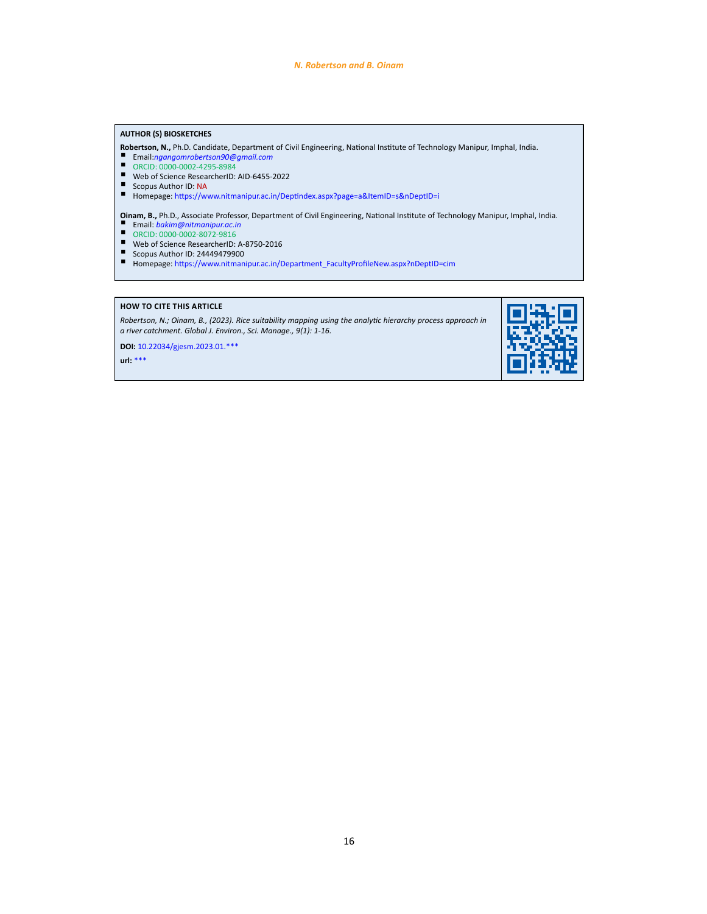## AUTHOR (S) BIOSKETCHES

**Robertson, N.,** Ph.D. Candidate, Department of Civil Engineering, National Institute of Technology Manipur, Imphal, India.

- Email:*ngangomrobertson90@gmail.com*
- ORCID: 0000-0002-4295-8984
- Web of Science ResearcherID: AID-6455-2022
- Scopus Author ID: NA
- Homepage: https://www.nitmanipur.ac.in/Deptindex.aspx?page=a&ItemID=s&nDeptID=i

**Oinam, B.,** Ph.D., Associate Professor, Department of Civil Engineering, National Institute of Technology Manipur, Imphal, India.

- Email: *bakim@nitmanipur.ac.in*
- ORCID: 0000-0002-8072-9816
- Web of Science ResearcherID: A-8750-2016
- Scopus Author ID: 24449479900
- Homepage: https://www.nitmanipur.ac.in/Department_FacultyProfileNew.aspx?nDeptID=cim

## HOW TO CITE THIS ARTICLE

*Robertson, N.; Oinam, B., (2023). Rice suitability mapping using the analytic hierarchy process approach in a river catchment. Global J. Environ., Sci. Manage., 9(1): 1-16.*

**DOI:** 10.22034/gjesm.2023.01.***

**url:** ***